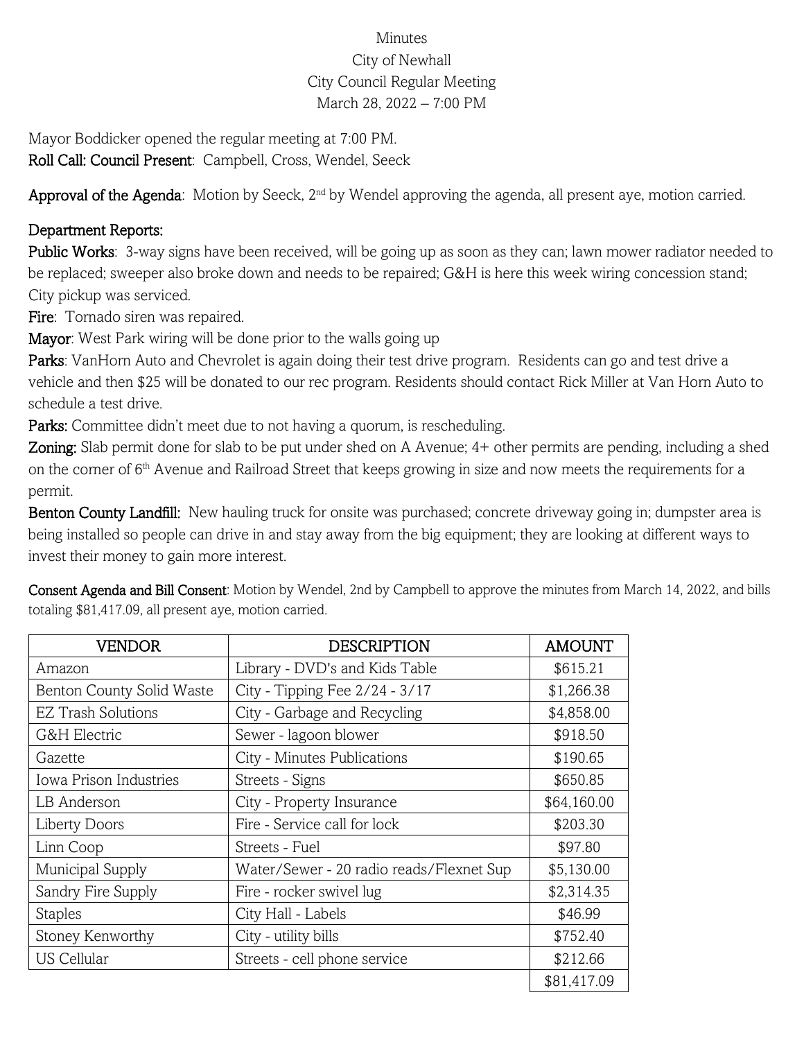Minutes
City of Newhall
City Council Regular Meeting
March 28, 2022 – 7:00 PM

Mayor Boddicker opened the regular meeting at 7:00 PM.
**Roll Call: Council Present**: Campbell, Cross, Wendel, Seeck

**Approval of the Agenda**: Motion by Seeck, 2nd by Wendel approving the agenda, all present aye, motion carried.

**Department Reports:**

**Public Works**: 3-way signs have been received, will be going up as soon as they can; lawn mower radiator needed to be replaced; sweeper also broke down and needs to be repaired; G&H is here this week wiring concession stand; City pickup was serviced.

**Fire**: Tornado siren was repaired.

**Mayor**: West Park wiring will be done prior to the walls going up

**Parks**: VanHorn Auto and Chevrolet is again doing their test drive program. Residents can go and test drive a vehicle and then $25 will be donated to our rec program. Residents should contact Rick Miller at Van Horn Auto to schedule a test drive.

**Parks:** Committee didn't meet due to not having a quorum, is rescheduling.

**Zoning:** Slab permit done for slab to be put under shed on A Avenue; 4+ other permits are pending, including a shed on the corner of 6th Avenue and Railroad Street that keeps growing in size and now meets the requirements for a permit.

**Benton County Landfill:** New hauling truck for onsite was purchased; concrete driveway going in; dumpster area is being installed so people can drive in and stay away from the big equipment; they are looking at different ways to invest their money to gain more interest.

**Consent Agenda and Bill Consent**: Motion by Wendel, 2nd by Campbell to approve the minutes from March 14, 2022, and bills totaling $81,417.09, all present aye, motion carried.

| VENDOR | DESCRIPTION | AMOUNT |
|---|---|---|
| Amazon | Library - DVD's and Kids Table | $615.21 |
| Benton County Solid Waste | City - Tipping Fee 2/24 - 3/17 | $1,266.38 |
| EZ Trash Solutions | City - Garbage and Recycling | $4,858.00 |
| G&H Electric | Sewer - lagoon blower | $918.50 |
| Gazette | City - Minutes Publications | $190.65 |
| Iowa Prison Industries | Streets - Signs | $650.85 |
| LB Anderson | City - Property Insurance | $64,160.00 |
| Liberty Doors | Fire - Service call for lock | $203.30 |
| Linn Coop | Streets - Fuel | $97.80 |
| Municipal Supply | Water/Sewer - 20 radio reads/Flexnet Sup | $5,130.00 |
| Sandry Fire Supply | Fire - rocker swivel lug | $2,314.35 |
| Staples | City Hall - Labels | $46.99 |
| Stoney Kenworthy | City - utility bills | $752.40 |
| US Cellular | Streets - cell phone service | $212.66 |
| | | $81,417.09 |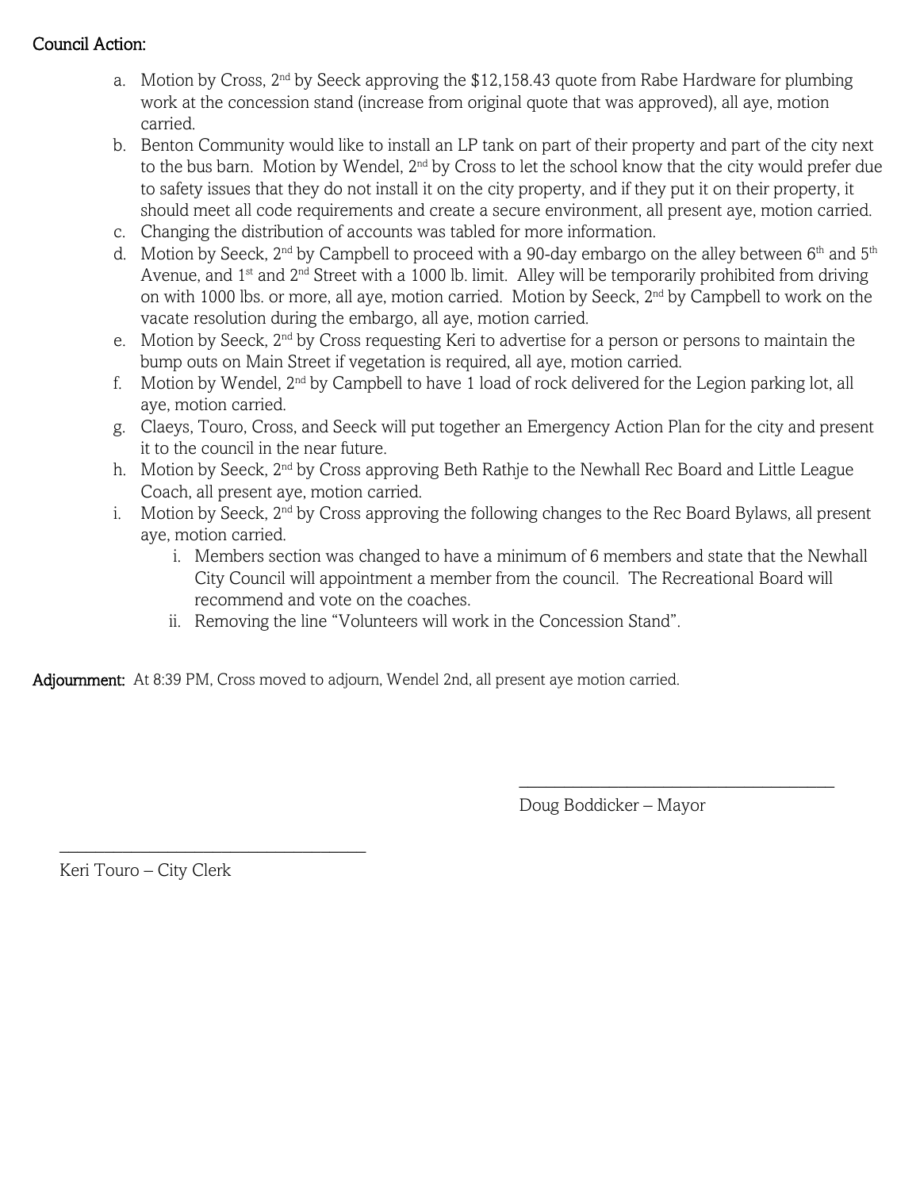Council Action:

a. Motion by Cross, 2nd by Seeck approving the $12,158.43 quote from Rabe Hardware for plumbing work at the concession stand (increase from original quote that was approved), all aye, motion carried.
b. Benton Community would like to install an LP tank on part of their property and part of the city next to the bus barn. Motion by Wendel, 2nd by Cross to let the school know that the city would prefer due to safety issues that they do not install it on the city property, and if they put it on their property, it should meet all code requirements and create a secure environment, all present aye, motion carried.
c. Changing the distribution of accounts was tabled for more information.
d. Motion by Seeck, 2nd by Campbell to proceed with a 90-day embargo on the alley between 6th and 5th Avenue, and 1st and 2nd Street with a 1000 lb. limit. Alley will be temporarily prohibited from driving on with 1000 lbs. or more, all aye, motion carried. Motion by Seeck, 2nd by Campbell to work on the vacate resolution during the embargo, all aye, motion carried.
e. Motion by Seeck, 2nd by Cross requesting Keri to advertise for a person or persons to maintain the bump outs on Main Street if vegetation is required, all aye, motion carried.
f. Motion by Wendel, 2nd by Campbell to have 1 load of rock delivered for the Legion parking lot, all aye, motion carried.
g. Claeys, Touro, Cross, and Seeck will put together an Emergency Action Plan for the city and present it to the council in the near future.
h. Motion by Seeck, 2nd by Cross approving Beth Rathje to the Newhall Rec Board and Little League Coach, all present aye, motion carried.
i. Motion by Seeck, 2nd by Cross approving the following changes to the Rec Board Bylaws, all present aye, motion carried.
   i. Members section was changed to have a minimum of 6 members and state that the Newhall City Council will appointment a member from the council. The Recreational Board will recommend and vote on the coaches.
   ii. Removing the line "Volunteers will work in the Concession Stand".

**Adjournment:** At 8:39 PM, Cross moved to adjourn, Wendel 2nd, all present aye motion carried.

\_\_\_\_\_\_\_\_\_\_\_\_\_\_\_\_\_\_\_\_\_\_\_\_\_\_\_\_\_\_\_\_\_\_\_\_\_\_\_\_

Doug Boddicker – Mayor

\_\_\_\_\_\_\_\_\_\_\_\_\_\_\_\_\_\_\_\_\_\_\_\_\_\_\_\_\_\_\_\_\_\_\_\_\_\_\_\_

Keri Touro – City Clerk